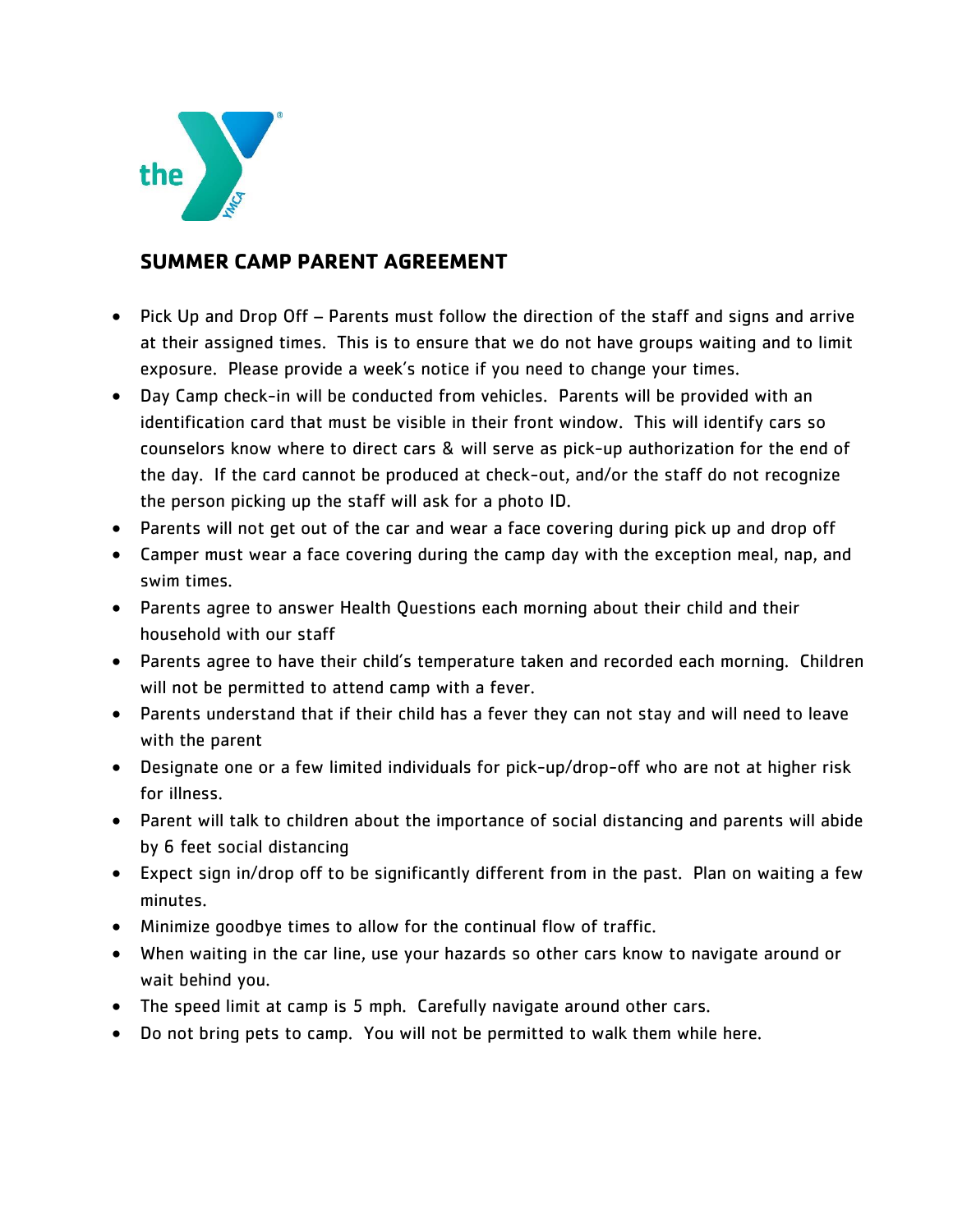# SUMMER CAMP PARENT AGREEMENT

- Pick Up and Drop Off – Parents must follow the direction of the staff and signs and arrive at their assigned times. This is to ensure that we do not have groups waiting and to limit exposure. Please provide a week's notice if you need to change your times.
- Day Camp check-in will be conducted from vehicles. Parents will be provided with an identification card that must be visible in their front window. This will identify cars so counselors know where to direct cars & will serve as pick-up authorization for the end of the day. If the card cannot be produced at check-out, and/or the staff do not recognize the person picking up the staff will ask for a photo ID.
- Parents will not get out of the car and wear a face covering during pick up and drop off
- Camper must wear a face covering during the camp day with the exception meal, nap, and swim times.
- Parents agree to answer Health Questions each morning about their child and their household with our staff
- Parents agree to have their child's temperature taken and recorded each morning. Children will not be permitted to attend camp with a fever.
- Parents understand that if their child has a fever they can not stay and will need to leave with the parent
- Designate one or a few limited individuals for pick-up/drop-off who are not at higher risk for illness.
- Parent will talk to children about the importance of social distancing and parents will abide by 6 feet social distancing
- Expect sign in/drop off to be significantly different from in the past. Plan on waiting a few minutes.
- Minimize goodbye times to allow for the continual flow of traffic.
- When waiting in the car line, use your hazards so other cars know to navigate around or wait behind you.
- The speed limit at camp is 5 mph. Carefully navigate around other cars.
- Do not bring pets to camp. You will not be permitted to walk them while here.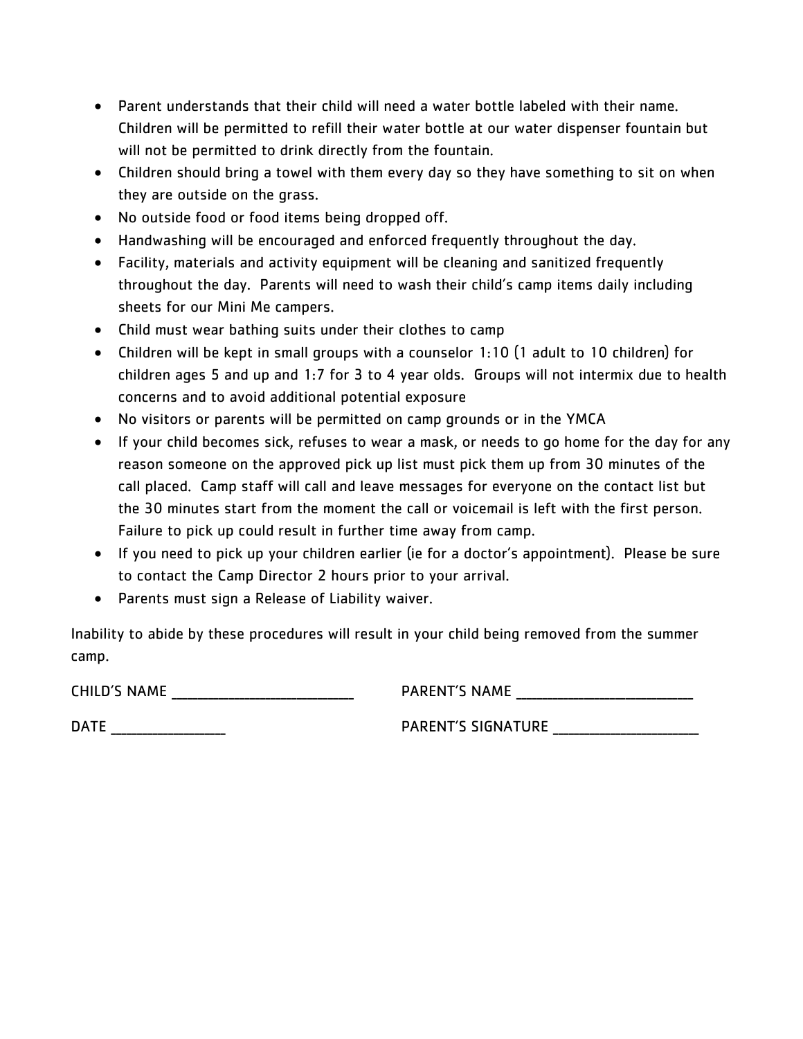- Parent understands that their child will need a water bottle labeled with their name. Children will be permitted to refill their water bottle at our water dispenser fountain but will not be permitted to drink directly from the fountain.
- Children should bring a towel with them every day so they have something to sit on when they are outside on the grass.
- No outside food or food items being dropped off.
- Handwashing will be encouraged and enforced frequently throughout the day.
- Facility, materials and activity equipment will be cleaning and sanitized frequently throughout the day. Parents will need to wash their child's camp items daily including sheets for our Mini Me campers.
- Child must wear bathing suits under their clothes to camp
- Children will be kept in small groups with a counselor 1:10 (1 adult to 10 children) for children ages 5 and up and 1:7 for 3 to 4 year olds. Groups will not intermix due to health concerns and to avoid additional potential exposure
- No visitors or parents will be permitted on camp grounds or in the YMCA
- If your child becomes sick, refuses to wear a mask, or needs to go home for the day for any reason someone on the approved pick up list must pick them up from 30 minutes of the call placed. Camp staff will call and leave messages for everyone on the contact list but the 30 minutes start from the moment the call or voicemail is left with the first person. Failure to pick up could result in further time away from camp.
- If you need to pick up your children earlier (ie for a doctor's appointment). Please be sure to contact the Camp Director 2 hours prior to your arrival.
- Parents must sign a Release of Liability waiver.

Inability to abide by these procedures will result in your child being removed from the summer camp.

CHILD'S NAME ________________________ PARENT'S NAME ________________________

DATE _______________ PARENT'S SIGNATURE ____________________